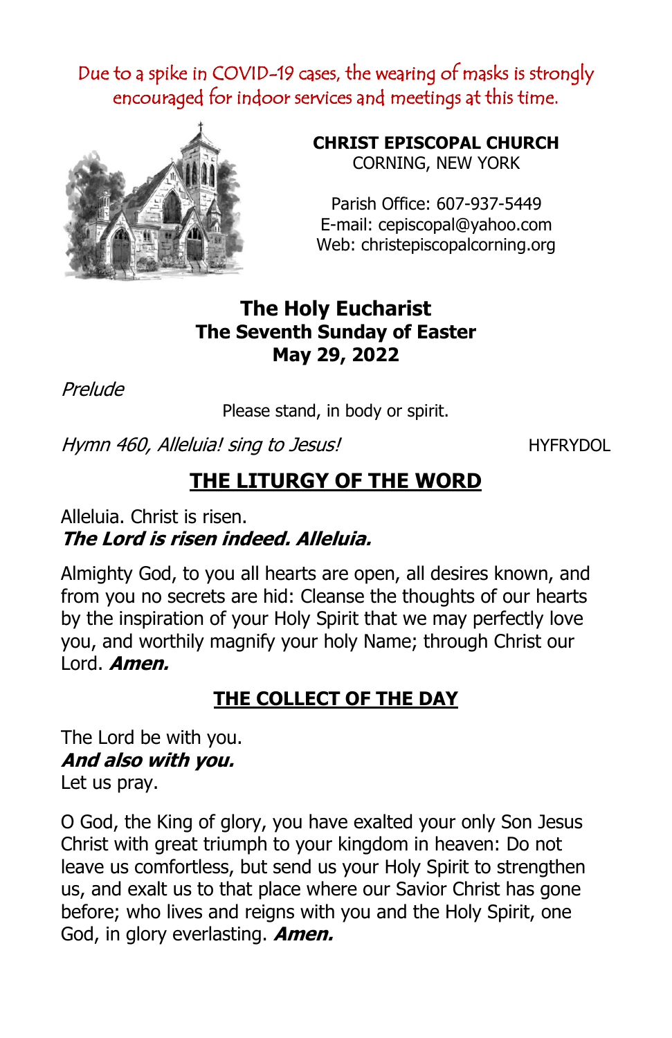Due to a spike in COVID-19 cases, the wearing of masks is strongly encouraged for indoor services and meetings at this time.

**CHRIST EPISCOPAL CHURCH**
CORNING, NEW YORK

Parish Office: 607-937-5449
E-mail: cepiscopal@yahoo.com
Web: christepiscopalcorning.org

# The Holy Eucharist
## The Seventh Sunday of Easter
## May 29, 2022

*Prelude*

Please stand, in body or spirit.

*Hymn 460, Alleluia! sing to Jesus!* HYFRYDOL

## THE LITURGY OF THE WORD

Alleluia. Christ is risen.
***The Lord is risen indeed. Alleluia.***

Almighty God, to you all hearts are open, all desires known, and from you no secrets are hid: Cleanse the thoughts of our hearts by the inspiration of your Holy Spirit that we may perfectly love you, and worthily magnify your holy Name; through Christ our Lord. ***Amen.***

## THE COLLECT OF THE DAY

The Lord be with you.
***And also with you.***
Let us pray.

O God, the King of glory, you have exalted your only Son Jesus Christ with great triumph to your kingdom in heaven: Do not leave us comfortless, but send us your Holy Spirit to strengthen us, and exalt us to that place where our Savior Christ has gone before; who lives and reigns with you and the Holy Spirit, one God, in glory everlasting. ***Amen.***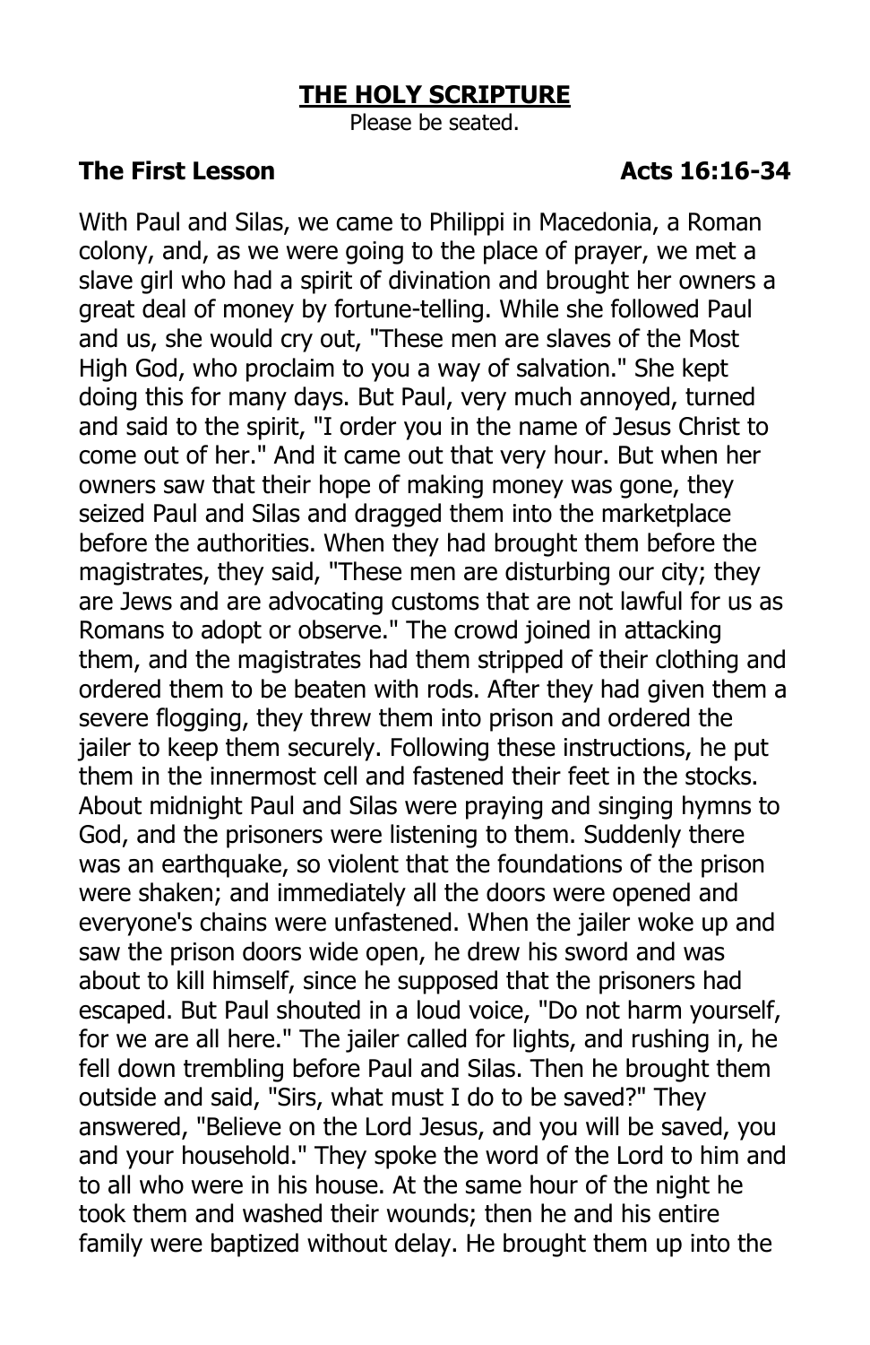## THE HOLY SCRIPTURE

Please be seated.

**The First Lesson** **Acts 16:16-34**

With Paul and Silas, we came to Philippi in Macedonia, a Roman colony, and, as we were going to the place of prayer, we met a slave girl who had a spirit of divination and brought her owners a great deal of money by fortune-telling. While she followed Paul and us, she would cry out, "These men are slaves of the Most High God, who proclaim to you a way of salvation." She kept doing this for many days. But Paul, very much annoyed, turned and said to the spirit, "I order you in the name of Jesus Christ to come out of her." And it came out that very hour. But when her owners saw that their hope of making money was gone, they seized Paul and Silas and dragged them into the marketplace before the authorities. When they had brought them before the magistrates, they said, "These men are disturbing our city; they are Jews and are advocating customs that are not lawful for us as Romans to adopt or observe." The crowd joined in attacking them, and the magistrates had them stripped of their clothing and ordered them to be beaten with rods. After they had given them a severe flogging, they threw them into prison and ordered the jailer to keep them securely. Following these instructions, he put them in the innermost cell and fastened their feet in the stocks. About midnight Paul and Silas were praying and singing hymns to God, and the prisoners were listening to them. Suddenly there was an earthquake, so violent that the foundations of the prison were shaken; and immediately all the doors were opened and everyone's chains were unfastened. When the jailer woke up and saw the prison doors wide open, he drew his sword and was about to kill himself, since he supposed that the prisoners had escaped. But Paul shouted in a loud voice, "Do not harm yourself, for we are all here." The jailer called for lights, and rushing in, he fell down trembling before Paul and Silas. Then he brought them outside and said, "Sirs, what must I do to be saved?" They answered, "Believe on the Lord Jesus, and you will be saved, you and your household." They spoke the word of the Lord to him and to all who were in his house. At the same hour of the night he took them and washed their wounds; then he and his entire family were baptized without delay. He brought them up into the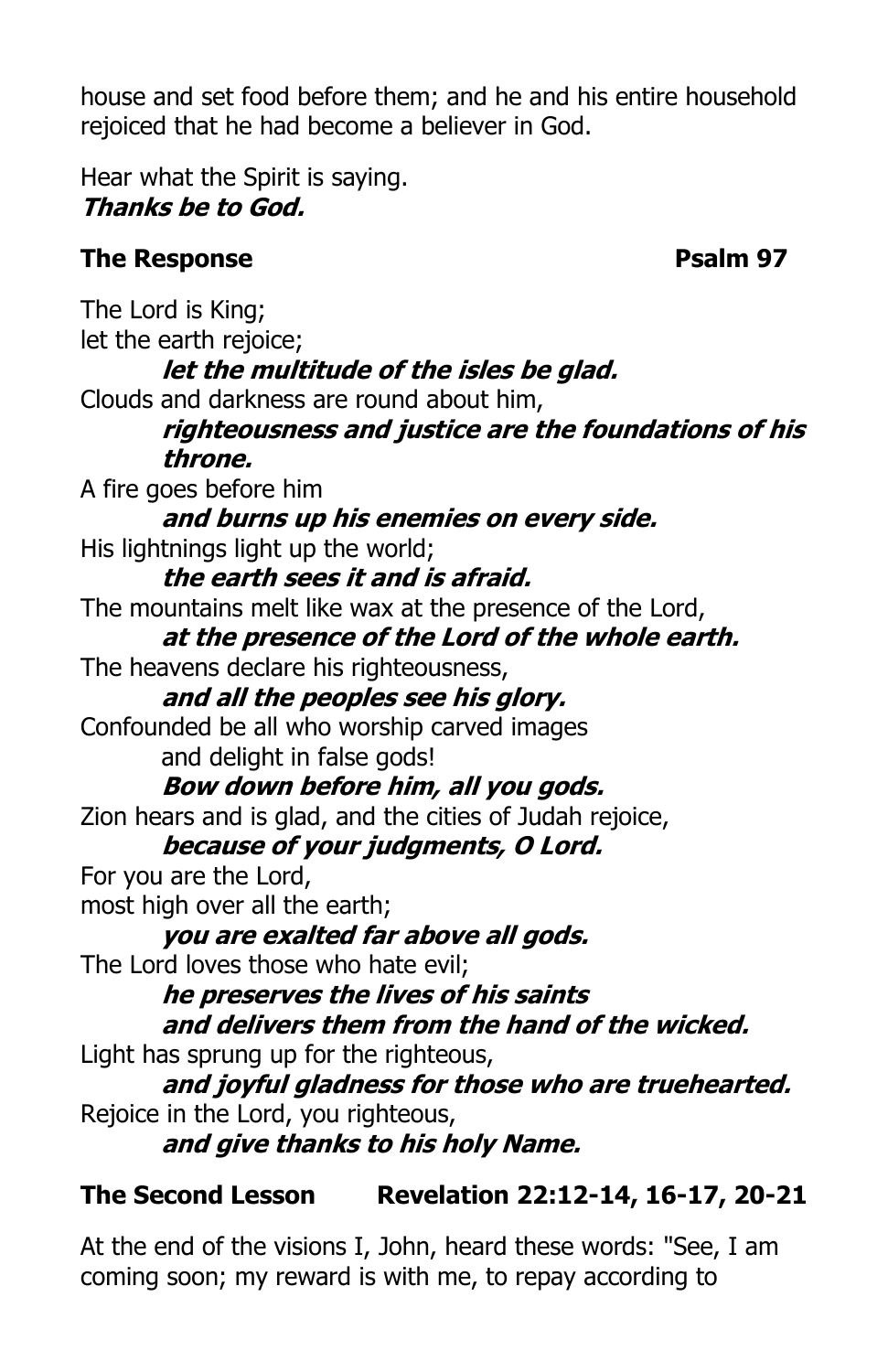house and set food before them; and he and his entire household rejoiced that he had become a believer in God.

Hear what the Spirit is saying.
***Thanks be to God.***

### The Response — Psalm 97

The Lord is King;
let the earth rejoice;
***let the multitude of the isles be glad.***
Clouds and darkness are round about him,
***righteousness and justice are the foundations of his throne.***
A fire goes before him
***and burns up his enemies on every side.***
His lightnings light up the world;
***the earth sees it and is afraid.***
The mountains melt like wax at the presence of the Lord,
***at the presence of the Lord of the whole earth.***
The heavens declare his righteousness,
***and all the peoples see his glory.***
Confounded be all who worship carved images
and delight in false gods!
***Bow down before him, all you gods.***
Zion hears and is glad, and the cities of Judah rejoice,
***because of your judgments, O Lord.***
For you are the Lord,
most high over all the earth;
***you are exalted far above all gods.***
The Lord loves those who hate evil;
***he preserves the lives of his saints***
***and delivers them from the hand of the wicked.***
Light has sprung up for the righteous,
***and joyful gladness for those who are truehearted.***
Rejoice in the Lord, you righteous,
***and give thanks to his holy Name.***

### The Second Lesson — Revelation 22:12-14, 16-17, 20-21

At the end of the visions I, John, heard these words: "See, I am coming soon; my reward is with me, to repay according to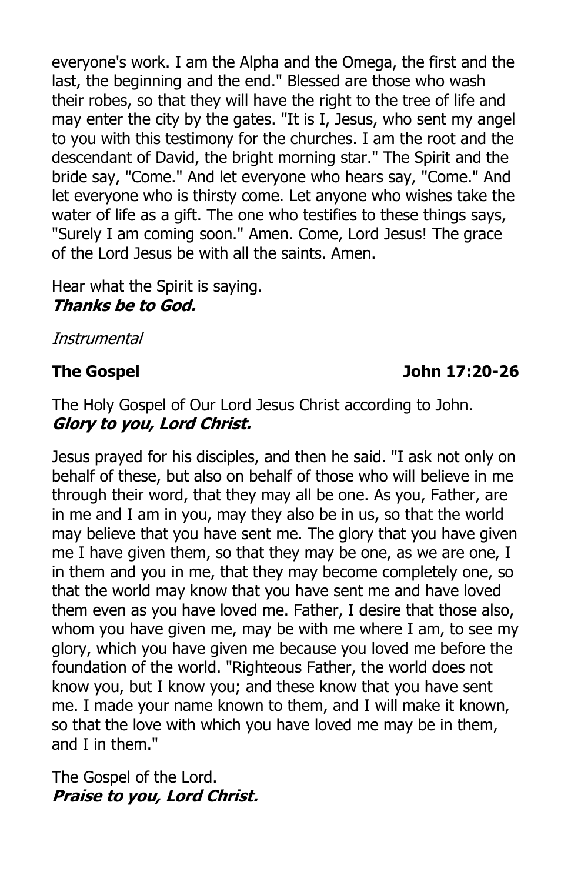everyone's work. I am the Alpha and the Omega, the first and the last, the beginning and the end." Blessed are those who wash their robes, so that they will have the right to the tree of life and may enter the city by the gates. "It is I, Jesus, who sent my angel to you with this testimony for the churches. I am the root and the descendant of David, the bright morning star." The Spirit and the bride say, "Come." And let everyone who hears say, "Come." And let everyone who is thirsty come. Let anyone who wishes take the water of life as a gift. The one who testifies to these things says, "Surely I am coming soon." Amen. Come, Lord Jesus! The grace of the Lord Jesus be with all the saints. Amen.

Hear what the Spirit is saying.
***Thanks be to God.***

*Instrumental*

**The Gospel** **John 17:20-26**

The Holy Gospel of Our Lord Jesus Christ according to John.
***Glory to you, Lord Christ.***

Jesus prayed for his disciples, and then he said. "I ask not only on behalf of these, but also on behalf of those who will believe in me through their word, that they may all be one. As you, Father, are in me and I am in you, may they also be in us, so that the world may believe that you have sent me. The glory that you have given me I have given them, so that they may be one, as we are one, I in them and you in me, that they may become completely one, so that the world may know that you have sent me and have loved them even as you have loved me. Father, I desire that those also, whom you have given me, may be with me where I am, to see my glory, which you have given me because you loved me before the foundation of the world. "Righteous Father, the world does not know you, but I know you; and these know that you have sent me. I made your name known to them, and I will make it known, so that the love with which you have loved me may be in them, and I in them."

The Gospel of the Lord.
***Praise to you, Lord Christ.***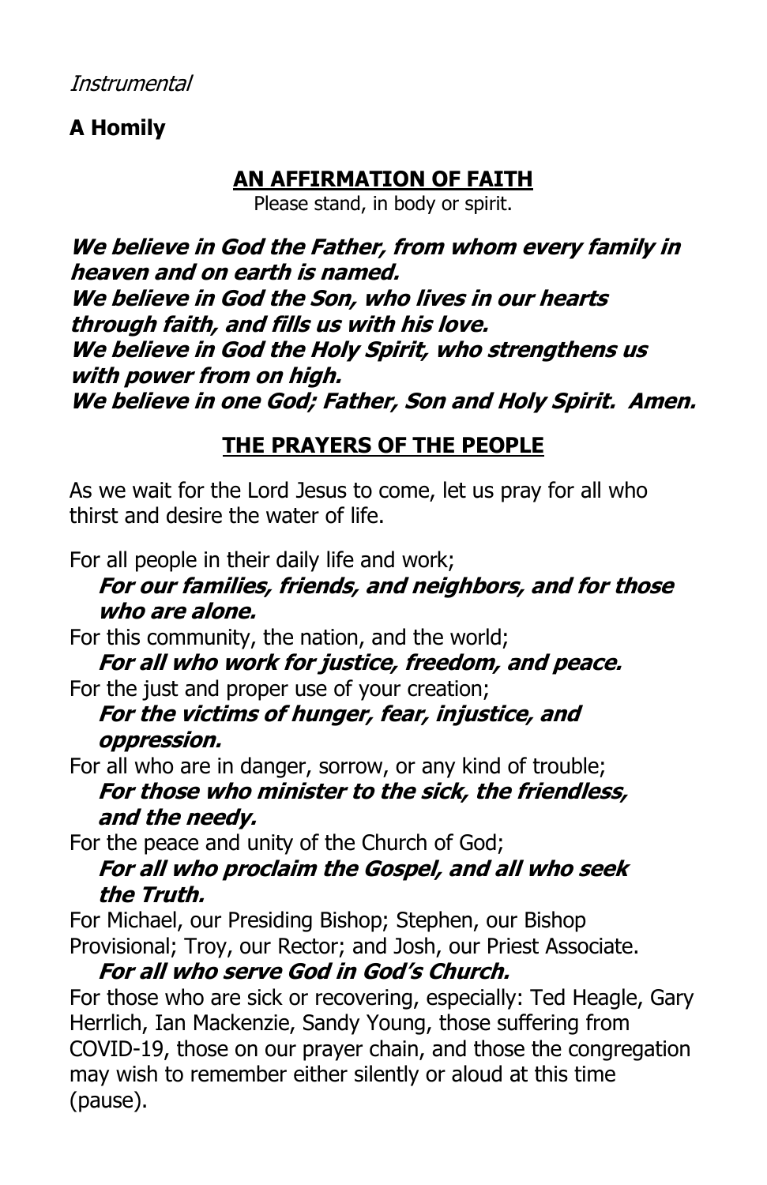*Instrumental*

**A Homily**

## AN AFFIRMATION OF FAITH

Please stand, in body or spirit.

***We believe in God the Father, from whom every family in heaven and on earth is named.***
***We believe in God the Son, who lives in our hearts through faith, and fills us with his love.***
***We believe in God the Holy Spirit, who strengthens us with power from on high.***
***We believe in one God; Father, Son and Holy Spirit. Amen.***

## THE PRAYERS OF THE PEOPLE

As we wait for the Lord Jesus to come, let us pray for all who thirst and desire the water of life.

For all people in their daily life and work;
 ***For our families, friends, and neighbors, and for those who are alone.***
For this community, the nation, and the world;
 ***For all who work for justice, freedom, and peace.***
For the just and proper use of your creation;
 ***For the victims of hunger, fear, injustice, and oppression.***
For all who are in danger, sorrow, or any kind of trouble;
 ***For those who minister to the sick, the friendless, and the needy.***
For the peace and unity of the Church of God;
 ***For all who proclaim the Gospel, and all who seek the Truth.***
For Michael, our Presiding Bishop; Stephen, our Bishop Provisional; Troy, our Rector; and Josh, our Priest Associate.
 ***For all who serve God in God's Church.***
For those who are sick or recovering, especially: Ted Heagle, Gary Herrlich, Ian Mackenzie, Sandy Young, those suffering from COVID-19, those on our prayer chain, and those the congregation may wish to remember either silently or aloud at this time (pause).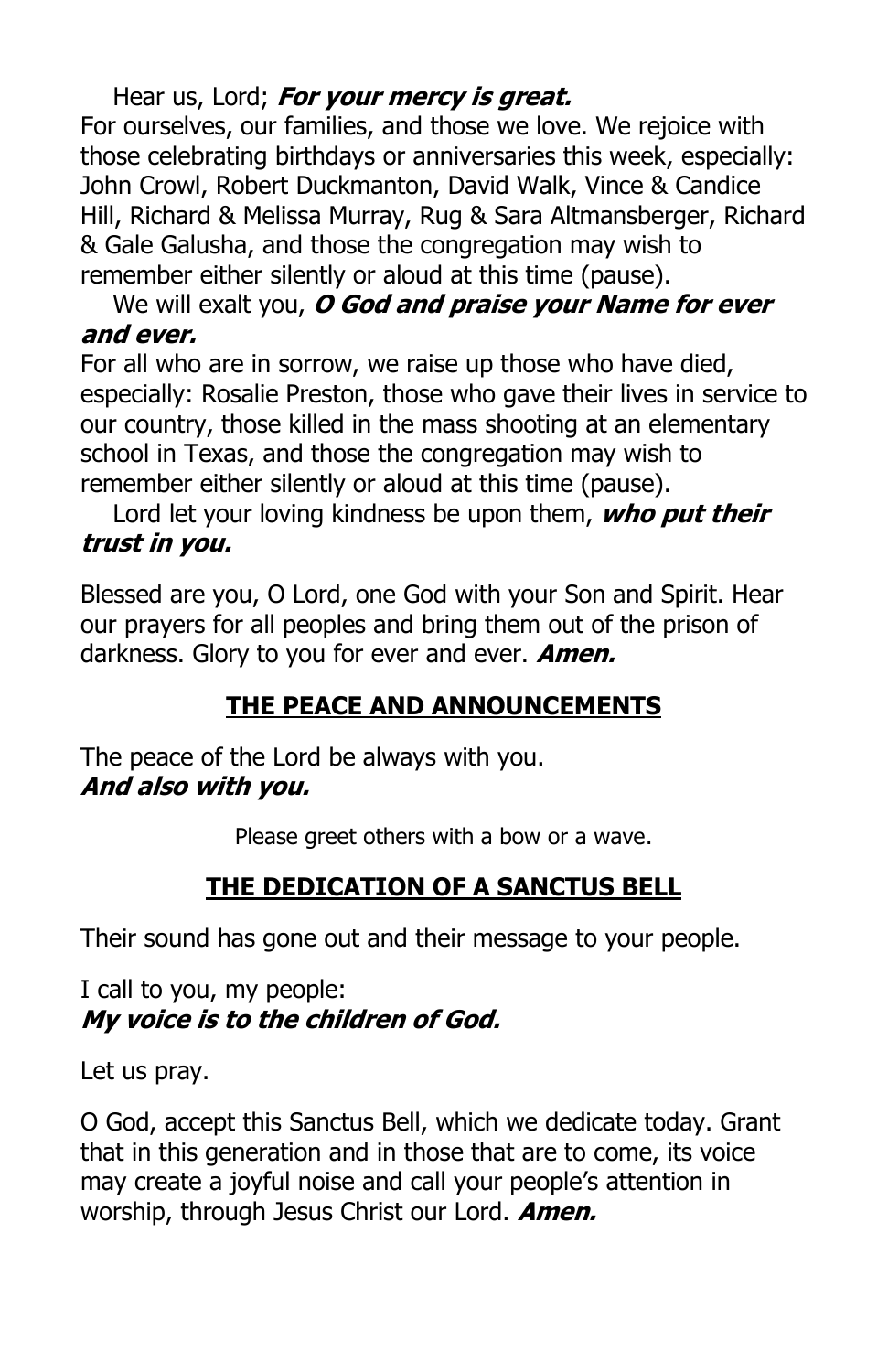Hear us, Lord; ***For your mercy is great.***
For ourselves, our families, and those we love. We rejoice with those celebrating birthdays or anniversaries this week, especially: John Crowl, Robert Duckmanton, David Walk, Vince & Candice Hill, Richard & Melissa Murray, Rug & Sara Altmansberger, Richard & Gale Galusha, and those the congregation may wish to remember either silently or aloud at this time (pause).

We will exalt you, ***O God and praise your Name for ever and ever.***
For all who are in sorrow, we raise up those who have died, especially: Rosalie Preston, those who gave their lives in service to our country, those killed in the mass shooting at an elementary school in Texas, and those the congregation may wish to remember either silently or aloud at this time (pause).

Lord let your loving kindness be upon them, ***who put their trust in you.***

Blessed are you, O Lord, one God with your Son and Spirit. Hear our prayers for all peoples and bring them out of the prison of darkness. Glory to you for ever and ever. ***Amen.***

## THE PEACE AND ANNOUNCEMENTS

The peace of the Lord be always with you.
***And also with you.***

Please greet others with a bow or a wave.

## THE DEDICATION OF A SANCTUS BELL

Their sound has gone out and their message to your people.

I call to you, my people:
***My voice is to the children of God.***

Let us pray.

O God, accept this Sanctus Bell, which we dedicate today. Grant that in this generation and in those that are to come, its voice may create a joyful noise and call your people's attention in worship, through Jesus Christ our Lord. ***Amen.***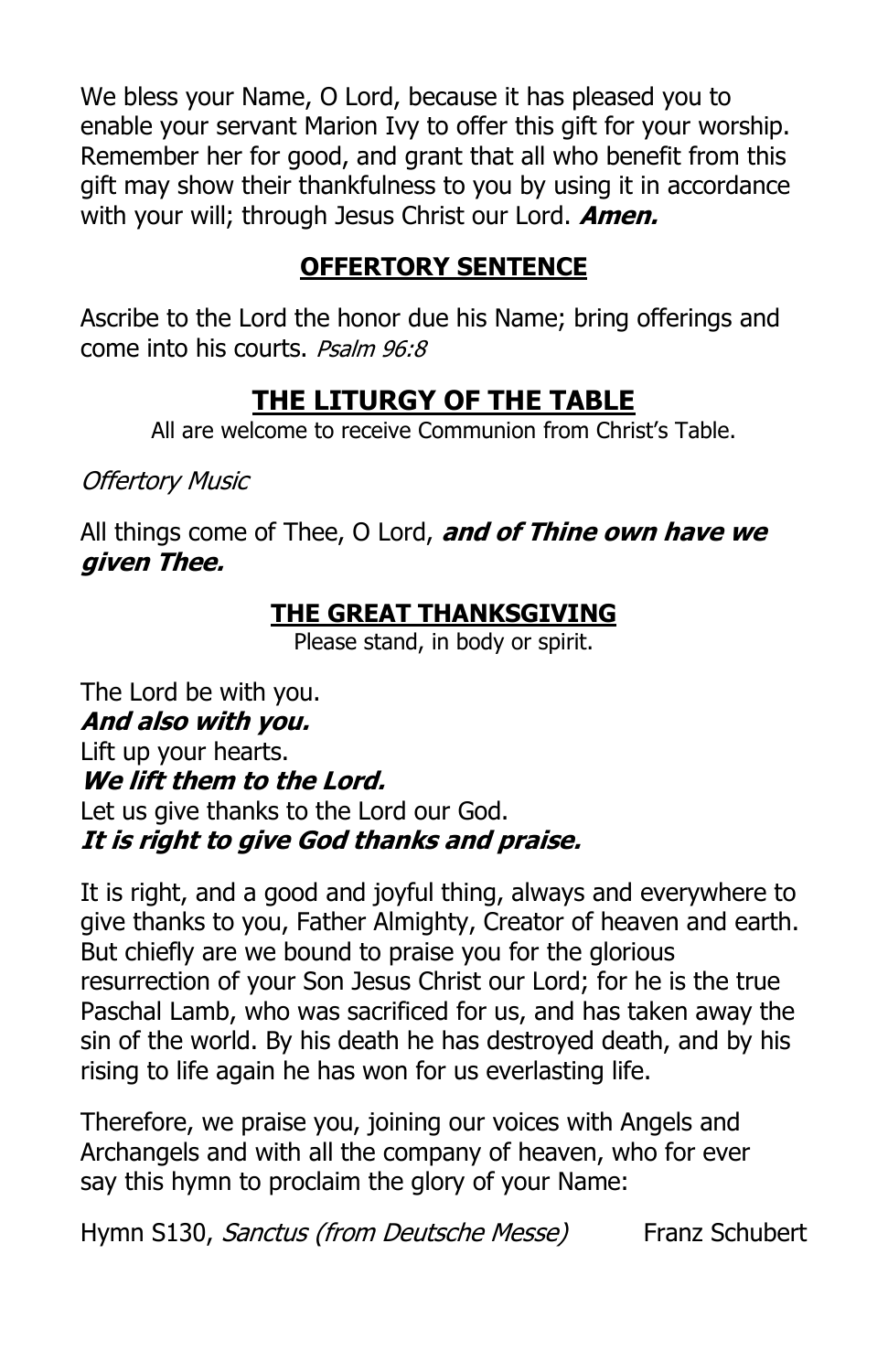We bless your Name, O Lord, because it has pleased you to enable your servant Marion Ivy to offer this gift for your worship. Remember her for good, and grant that all who benefit from this gift may show their thankfulness to you by using it in accordance with your will; through Jesus Christ our Lord. ***Amen.***

## OFFERTORY SENTENCE

Ascribe to the Lord the honor due his Name; bring offerings and come into his courts. *Psalm 96:8*

# THE LITURGY OF THE TABLE

All are welcome to receive Communion from Christ's Table.

*Offertory Music*

All things come of Thee, O Lord, ***and of Thine own have we given Thee.***

## THE GREAT THANKSGIVING

Please stand, in body or spirit.

The Lord be with you.
***And also with you.***
Lift up your hearts.
***We lift them to the Lord.***
Let us give thanks to the Lord our God.
***It is right to give God thanks and praise.***

It is right, and a good and joyful thing, always and everywhere to give thanks to you, Father Almighty, Creator of heaven and earth. But chiefly are we bound to praise you for the glorious resurrection of your Son Jesus Christ our Lord; for he is the true Paschal Lamb, who was sacrificed for us, and has taken away the sin of the world. By his death he has destroyed death, and by his rising to life again he has won for us everlasting life.

Therefore, we praise you, joining our voices with Angels and Archangels and with all the company of heaven, who for ever say this hymn to proclaim the glory of your Name:

Hymn S130, *Sanctus (from Deutsche Messe)* Franz Schubert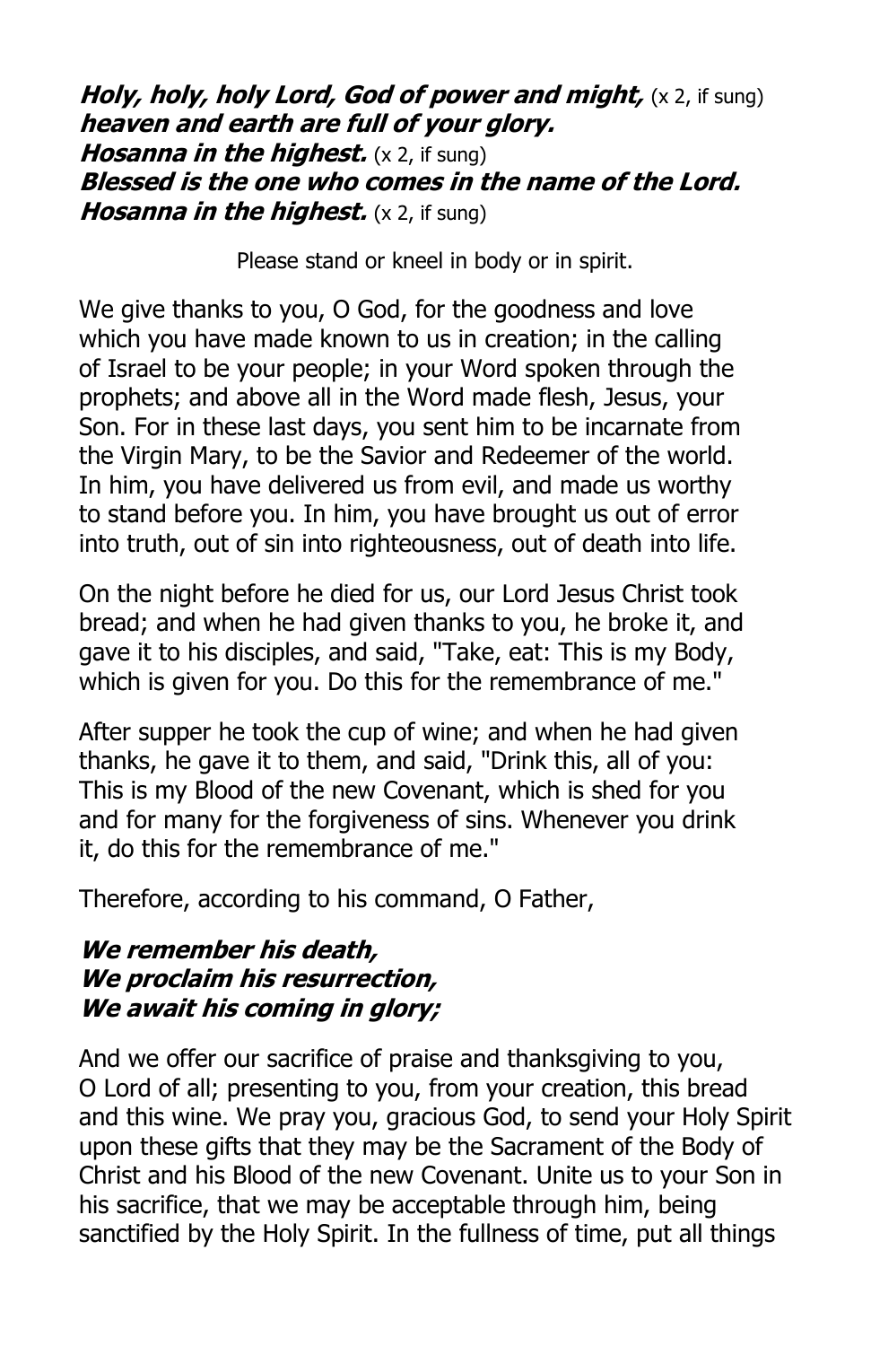***Holy, holy, holy Lord, God of power and might,*** (x 2, if sung)
***heaven and earth are full of your glory.***
***Hosanna in the highest.*** (x 2, if sung)
***Blessed is the one who comes in the name of the Lord.***
***Hosanna in the highest.*** (x 2, if sung)

Please stand or kneel in body or in spirit.

We give thanks to you, O God, for the goodness and love which you have made known to us in creation; in the calling of Israel to be your people; in your Word spoken through the prophets; and above all in the Word made flesh, Jesus, your Son. For in these last days, you sent him to be incarnate from the Virgin Mary, to be the Savior and Redeemer of the world. In him, you have delivered us from evil, and made us worthy to stand before you. In him, you have brought us out of error into truth, out of sin into righteousness, out of death into life.

On the night before he died for us, our Lord Jesus Christ took bread; and when he had given thanks to you, he broke it, and gave it to his disciples, and said, "Take, eat: This is my Body, which is given for you. Do this for the remembrance of me."

After supper he took the cup of wine; and when he had given thanks, he gave it to them, and said, "Drink this, all of you: This is my Blood of the new Covenant, which is shed for you and for many for the forgiveness of sins. Whenever you drink it, do this for the remembrance of me."

Therefore, according to his command, O Father,

***We remember his death,***
***We proclaim his resurrection,***
***We await his coming in glory;***

And we offer our sacrifice of praise and thanksgiving to you, O Lord of all; presenting to you, from your creation, this bread and this wine. We pray you, gracious God, to send your Holy Spirit upon these gifts that they may be the Sacrament of the Body of Christ and his Blood of the new Covenant. Unite us to your Son in his sacrifice, that we may be acceptable through him, being sanctified by the Holy Spirit. In the fullness of time, put all things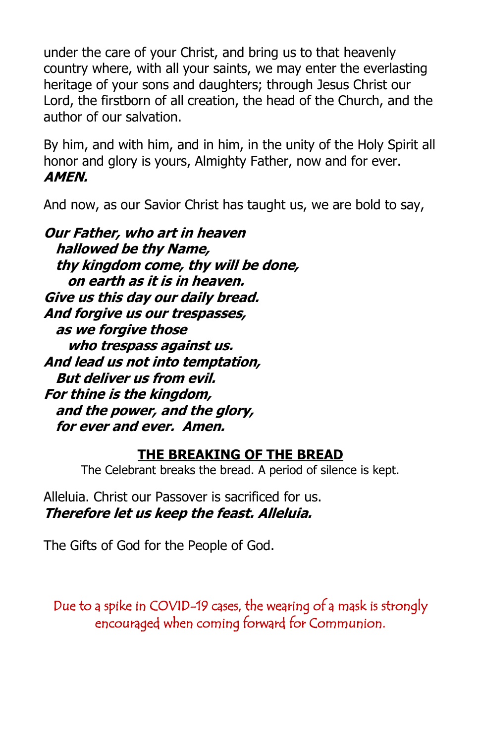under the care of your Christ, and bring us to that heavenly country where, with all your saints, we may enter the everlasting heritage of your sons and daughters; through Jesus Christ our Lord, the firstborn of all creation, the head of the Church, and the author of our salvation.

By him, and with him, and in him, in the unity of the Holy Spirit all honor and glory is yours, Almighty Father, now and for ever. ***AMEN.***

And now, as our Savior Christ has taught us, we are bold to say,

***Our Father, who art in heaven***  
***hallowed be thy Name,***  
***thy kingdom come, thy will be done,***  
***on earth as it is in heaven.***  
***Give us this day our daily bread.***  
***And forgive us our trespasses,***  
***as we forgive those***  
***who trespass against us.***  
***And lead us not into temptation,***  
***But deliver us from evil.***  
***For thine is the kingdom,***  
***and the power, and the glory,***  
***for ever and ever. Amen.***

## THE BREAKING OF THE BREAD

The Celebrant breaks the bread. A period of silence is kept.

Alleluia. Christ our Passover is sacrificed for us.  
***Therefore let us keep the feast. Alleluia.***

The Gifts of God for the People of God.

Due to a spike in COVID-19 cases, the wearing of a mask is strongly encouraged when coming forward for Communion.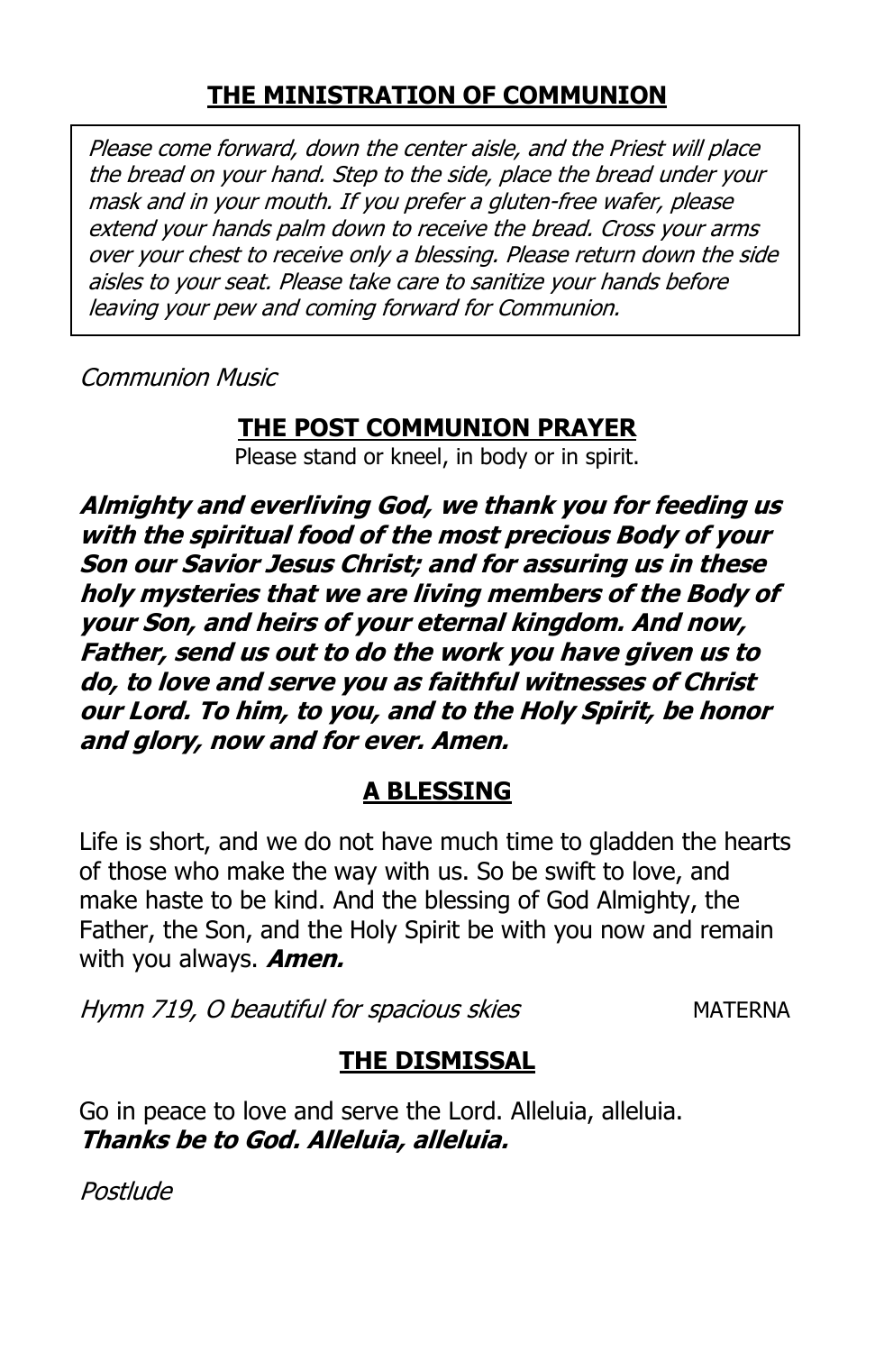## THE MINISTRATION OF COMMUNION

*Please come forward, down the center aisle, and the Priest will place the bread on your hand. Step to the side, place the bread under your mask and in your mouth. If you prefer a gluten-free wafer, please extend your hands palm down to receive the bread. Cross your arms over your chest to receive only a blessing. Please return down the side aisles to your seat. Please take care to sanitize your hands before leaving your pew and coming forward for Communion.*

*Communion Music*

## THE POST COMMUNION PRAYER

Please stand or kneel, in body or in spirit.

***Almighty and everliving God, we thank you for feeding us with the spiritual food of the most precious Body of your Son our Savior Jesus Christ; and for assuring us in these holy mysteries that we are living members of the Body of your Son, and heirs of your eternal kingdom. And now, Father, send us out to do the work you have given us to do, to love and serve you as faithful witnesses of Christ our Lord. To him, to you, and to the Holy Spirit, be honor and glory, now and for ever. Amen.***

## A BLESSING

Life is short, and we do not have much time to gladden the hearts of those who make the way with us. So be swift to love, and make haste to be kind. And the blessing of God Almighty, the Father, the Son, and the Holy Spirit be with you now and remain with you always. ***Amen.***

*Hymn 719, O beautiful for spacious skies* MATERNA

## THE DISMISSAL

Go in peace to love and serve the Lord. Alleluia, alleluia.
***Thanks be to God. Alleluia, alleluia.***

*Postlude*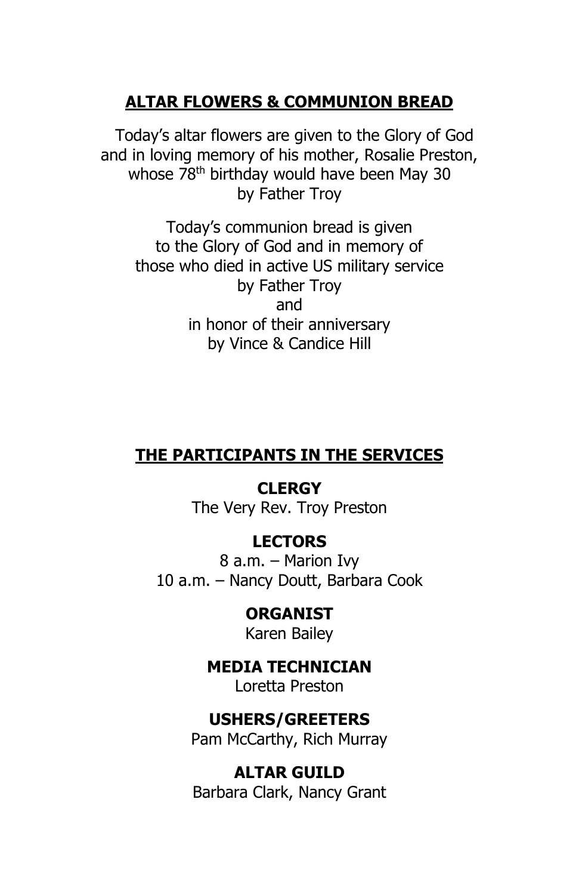## ALTAR FLOWERS & COMMUNION BREAD

Today's altar flowers are given to the Glory of God and in loving memory of his mother, Rosalie Preston, whose $78^{th}$ birthday would have been May 30 by Father Troy

Today's communion bread is given to the Glory of God and in memory of those who died in active US military service by Father Troy and in honor of their anniversary by Vince & Candice Hill

## THE PARTICIPANTS IN THE SERVICES

**CLERGY**
The Very Rev. Troy Preston

**LECTORS**
8 a.m. – Marion Ivy
10 a.m. – Nancy Doutt, Barbara Cook

**ORGANIST**
Karen Bailey

**MEDIA TECHNICIAN**
Loretta Preston

**USHERS/GREETERS**
Pam McCarthy, Rich Murray

**ALTAR GUILD**
Barbara Clark, Nancy Grant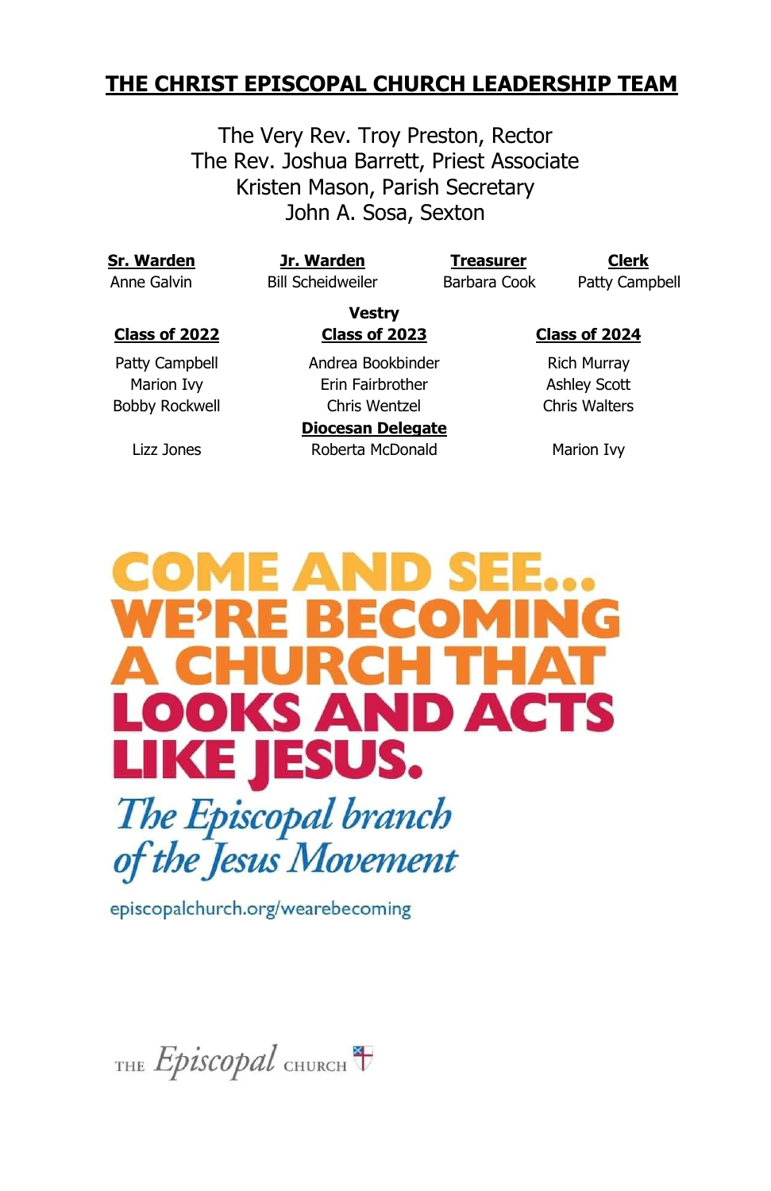# THE CHRIST EPISCOPAL CHURCH LEADERSHIP TEAM

The Very Rev. Troy Preston, Rector
The Rev. Joshua Barrett, Priest Associate
Kristen Mason, Parish Secretary
John A. Sosa, Sexton

| Sr. Warden | Jr. Warden | Treasurer | Clerk |
|---|---|---|---|
| Anne Galvin | Bill Scheidweiler | Barbara Cook | Patty Campbell |

**Vestry**

| Class of 2022 | Class of 2023 | Class of 2024 |
|---|---|---|
| Patty Campbell | Andrea Bookbinder | Rich Murray |
| Marion Ivy | Erin Fairbrother | Ashley Scott |
| Bobby Rockwell | Chris Wentzel | Chris Walters |

**Diocesan Delegate**

| | | |
|---|---|---|
| Lizz Jones | Roberta McDonald | Marion Ivy |

COME AND SEE... WE'RE BECOMING A CHURCH THAT LOOKS AND ACTS LIKE JESUS.

*The Episcopal branch of the Jesus Movement*

episcopalchurch.org/wearebecoming

THE *Episcopal* CHURCH